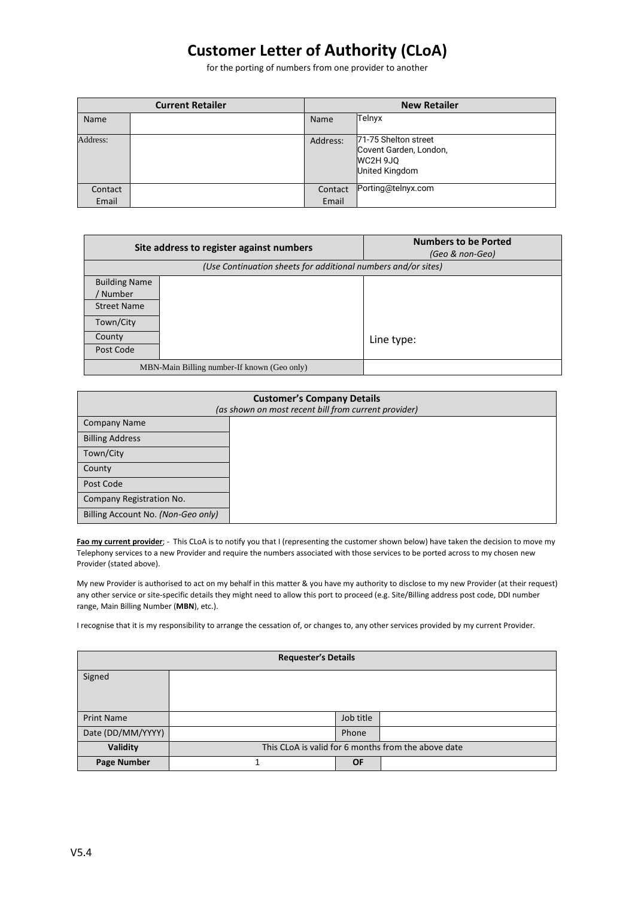# Customer Letter of Authority (CLoA)

for the porting of numbers from one provider to another

| Current Retailer | | New Retailer | |
|---|---|---|---|
| Name | | Name | Telnyx |
| Address: | | Address: | 71-75 Shelton street<br>Covent Garden, London,<br>WC2H 9JQ<br>United Kingdom |
| Contact Email | | Contact Email | Porting@telnyx.com |

| Site address to register against numbers | | Numbers to be Ported *(Geo & non-Geo)* |
|---|---|---|
| *(Use Continuation sheets for additional numbers and/or sites)* | | |
| Building Name / Number | | |
| Street Name | | |
| Town/City | | |
| County | | Line type: |
| Post Code | | |
| MBN-Main Billing number-If known (Geo only) | | |

| Customer's Company Details *(as shown on most recent bill from current provider)* | |
|---|---|
| Company Name | |
| Billing Address | |
| Town/City | |
| County | |
| Post Code | |
| Company Registration No. | |
| Billing Account No. *(Non-Geo only)* | |

**Fao my current provider**; - This CLoA is to notify you that I (representing the customer shown below) have taken the decision to move my Telephony services to a new Provider and require the numbers associated with those services to be ported across to my chosen new Provider (stated above).

My new Provider is authorised to act on my behalf in this matter & you have my authority to disclose to my new Provider (at their request) any other service or site-specific details they might need to allow this port to proceed (e.g. Site/Billing address post code, DDI number range, Main Billing Number (**MBN**), etc.).

I recognise that it is my responsibility to arrange the cessation of, or changes to, any other services provided by my current Provider.

| Requester's Details | | | |
|---|---|---|---|
| Signed | | | |
| Print Name | | Job title | |
| Date (DD/MM/YYYY) | | Phone | |
| **Validity** | This CLoA is valid for 6 months from the above date | | |
| **Page Number** | 1 | **OF** | |

V5.4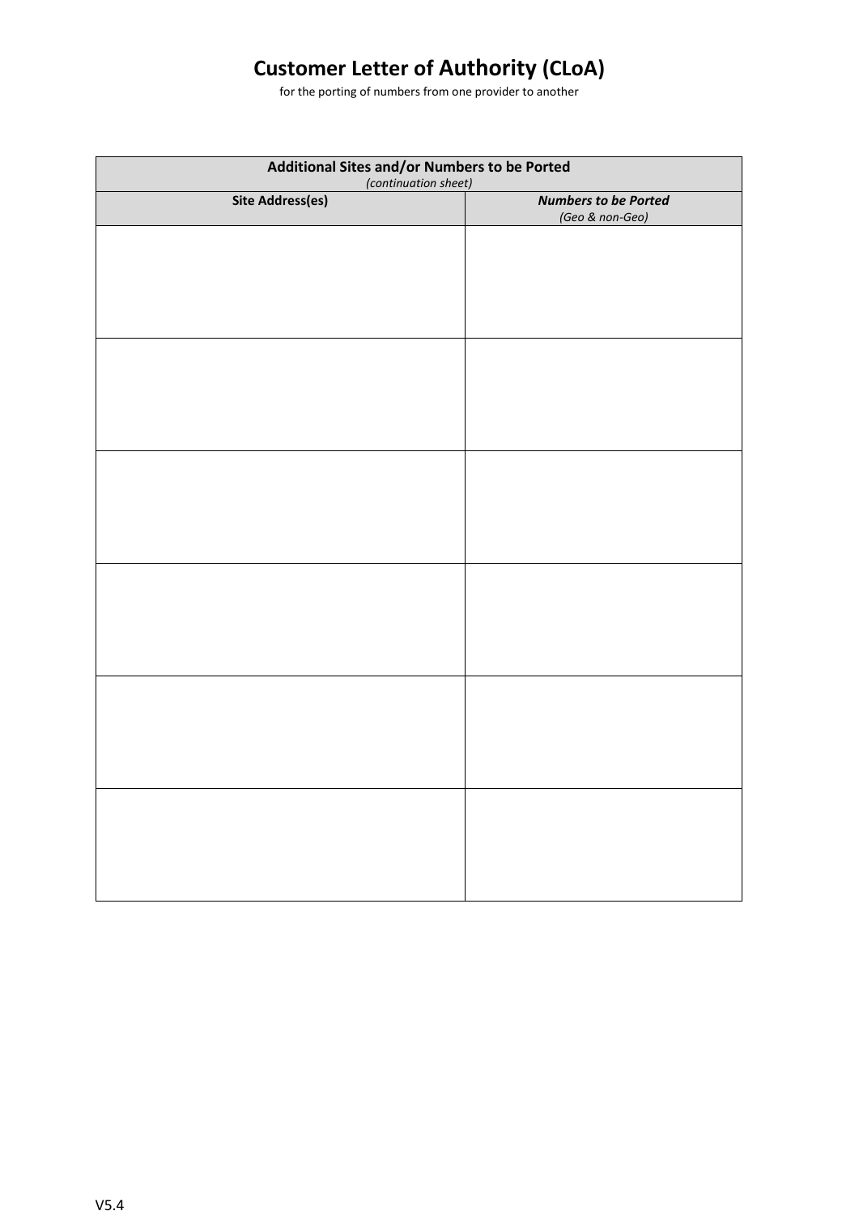# Customer Letter of Authority (CLoA)

for the porting of numbers from one provider to another

| **Additional Sites and/or Numbers to be Ported** *(continuation sheet)* | |
|---|---|
| **Site Address(es)** | ***Numbers to be Ported*** *(Geo & non-Geo)* |
| | |
| | |
| | |
| | |
| | |
| | |

V5.4